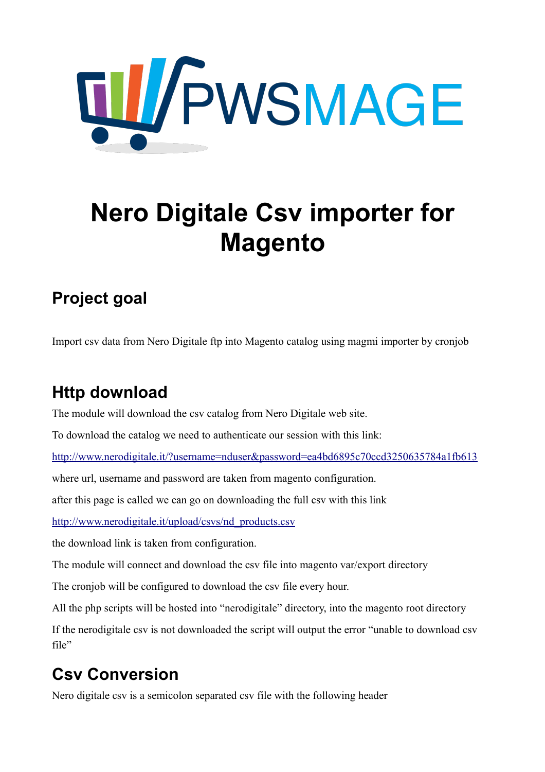PWSMAGE

# Nero Digitale Csv importer for Magento

## Project goal

Import csv data from Nero Digitale ftp into Magento catalog using magmi importer by cronjob

## Http download

The module will download the csv catalog from Nero Digitale web site.

To download the catalog we need to authenticate our session with this link:

[http://www.nerodigitale.it/?username=nduser&password=ea4bd6895c70ccd3250635784a1fb613](http://www.nerodigitale.it/?username=nduser&password=ea4bd6895c70ccd3250635784a1fb613)

where url, username and password are taken from magento configuration.

after this page is called we can go on downloading the full csv with this link

[http://www.nerodigitale.it/upload/csvs/nd_products.csv](http://www.nerodigitale.it/upload/csvs/nd_products.csv)

the download link is taken from configuration.

The module will connect and download the csv file into magento var/export directory

The cronjob will be configured to download the csv file every hour.

All the php scripts will be hosted into “nerodigitale” directory, into the magento root directory

If the nerodigitale csv is not downloaded the script will output the error “unable to download csv file”

## Csv Conversion

Nero digitale csv is a semicolon separated csv file with the following header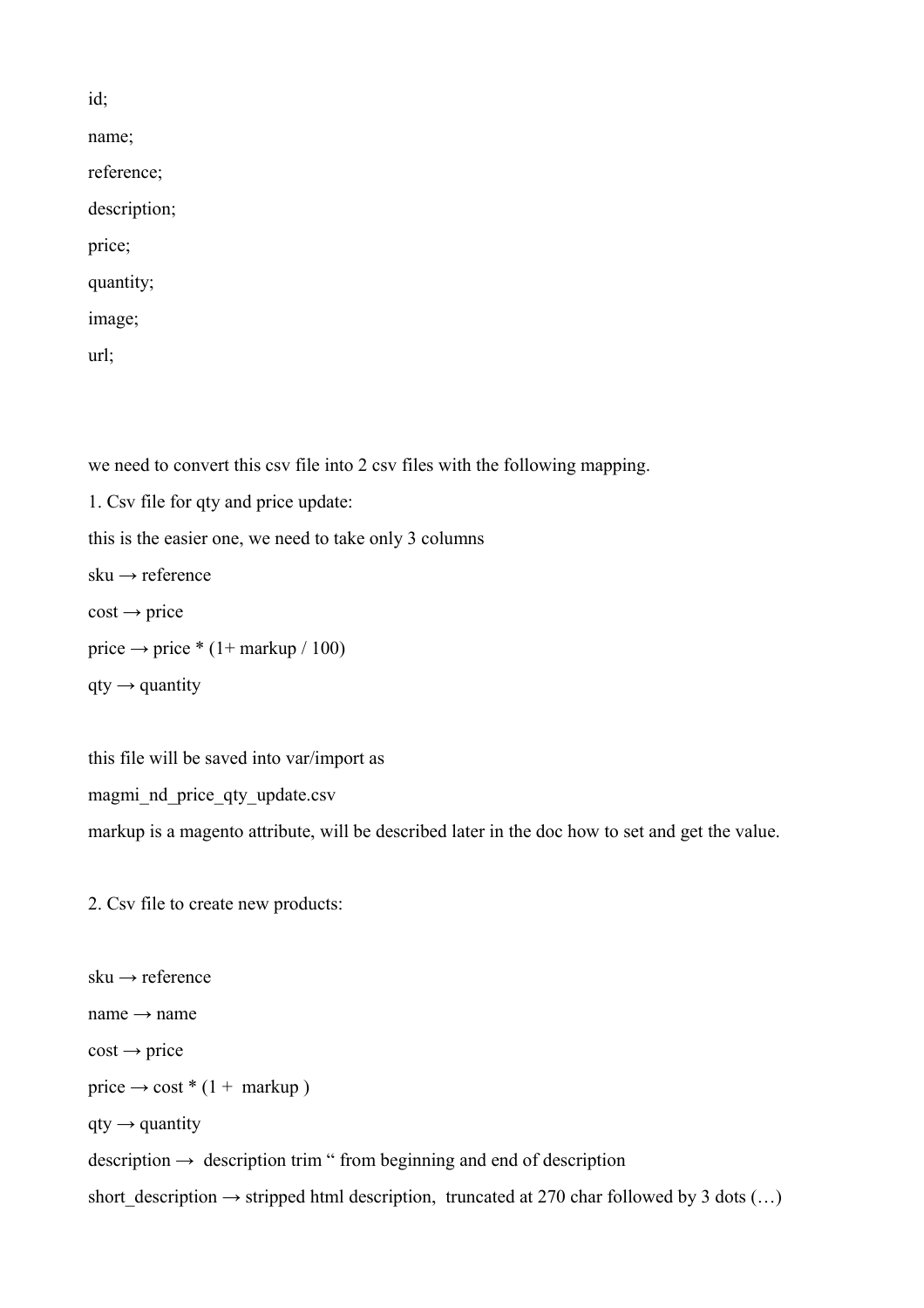id;

name;

reference;

description;

price;

quantity;

image;

url;

we need to convert this csv file into 2 csv files with the following mapping.

1. Csv file for qty and price update:

this is the easier one, we need to take only 3 columns

sku → reference

cost → price

price → price * (1+ markup / 100)

qty → quantity

this file will be saved into var/import as

magmi_nd_price_qty_update.csv

markup is a magento attribute, will be described later in the doc how to set and get the value.

2. Csv file to create new products:

sku → reference

name → name

cost → price

price → cost * (1 + markup )

qty → quantity

description → description trim " from beginning and end of description

short_description → stripped html description, truncated at 270 char followed by 3 dots (…)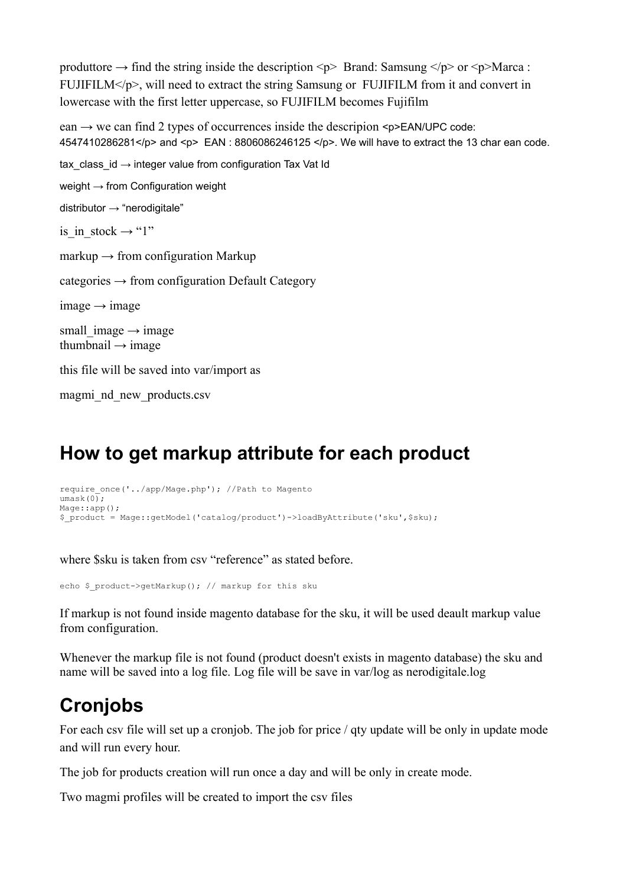produttore → find the string inside the description <p>  Brand: Samsung </p> or <p>Marca : FUJIFILM</p>, will need to extract the string Samsung or  FUJIFILM from it and convert in lowercase with the first letter uppercase, so FUJIFILM becomes Fujifilm

ean → we can find 2 types of occurrences inside the descripion <p>EAN/UPC code: 4547410286281</p> and <p>  EAN : 8806086246125 </p>. We will have to extract the 13 char ean code.

tax_class_id → integer value from configuration Tax Vat Id

weight → from Configuration weight

distributor → "nerodigitale"

is_in_stock → "1"

markup → from configuration Markup

categories → from configuration Default Category

image → image

small_image → image
thumbnail → image

this file will be saved into var/import as

magmi_nd_new_products.csv

## How to get markup attribute for each product

```
require_once('../app/Mage.php'); //Path to Magento
umask(0);
Mage::app();
$_product = Mage::getModel('catalog/product')->loadByAttribute('sku',$sku);
```

where $sku is taken from csv "reference" as stated before.

```
echo $_product->getMarkup(); // markup for this sku
```

If markup is not found inside magento database for the sku, it will be used deault markup value from configuration.

Whenever the markup file is not found (product doesn't exists in magento database) the sku and name will be saved into a log file. Log file will be save in var/log as nerodigitale.log

## Cronjobs

For each csv file will set up a cronjob. The job for price / qty update will be only in update mode and will run every hour.

The job for products creation will run once a day and will be only in create mode.

Two magmi profiles will be created to import the csv files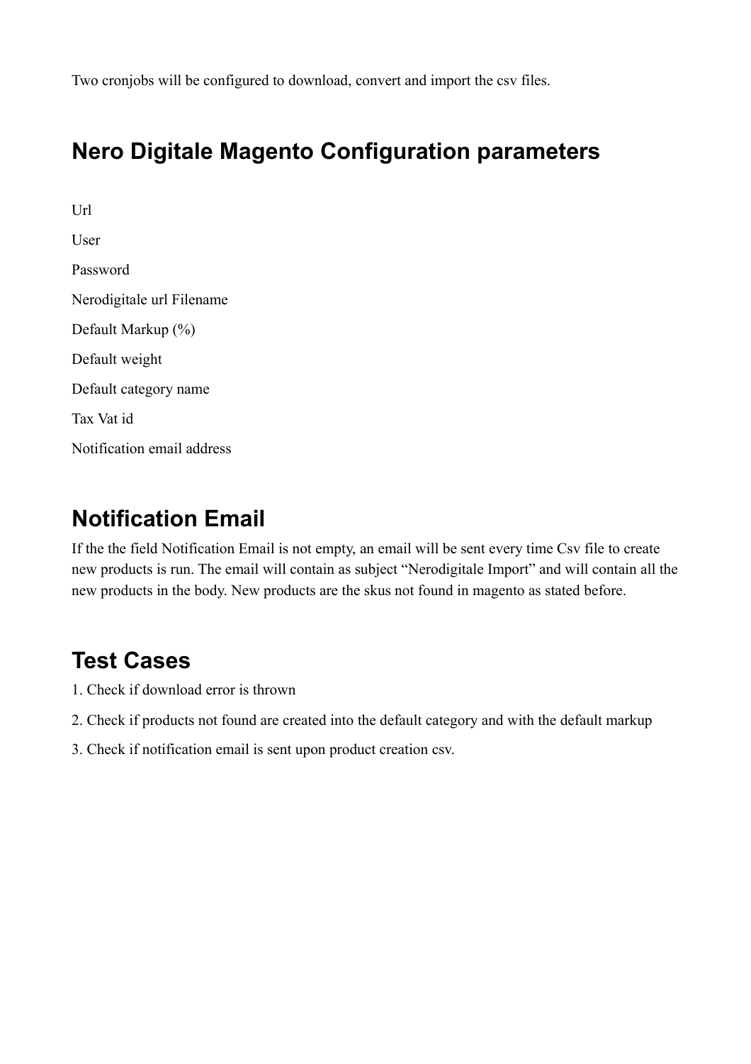Two cronjobs will be configured to download, convert and import the csv files.

## Nero Digitale Magento Configuration parameters

Url

User

Password

Nerodigitale url Filename

Default Markup (%)

Default weight

Default category name

Tax Vat id

Notification email address

## Notification Email

If the the field Notification Email is not empty, an email will be sent every time Csv file to create new products is run. The email will contain as subject "Nerodigitale Import" and will contain all the new products in the body. New products are the skus not found in magento as stated before.

## Test Cases

1. Check if download error is thrown
2. Check if products not found are created into the default category and with the default markup
3. Check if notification email is sent upon product creation csv.